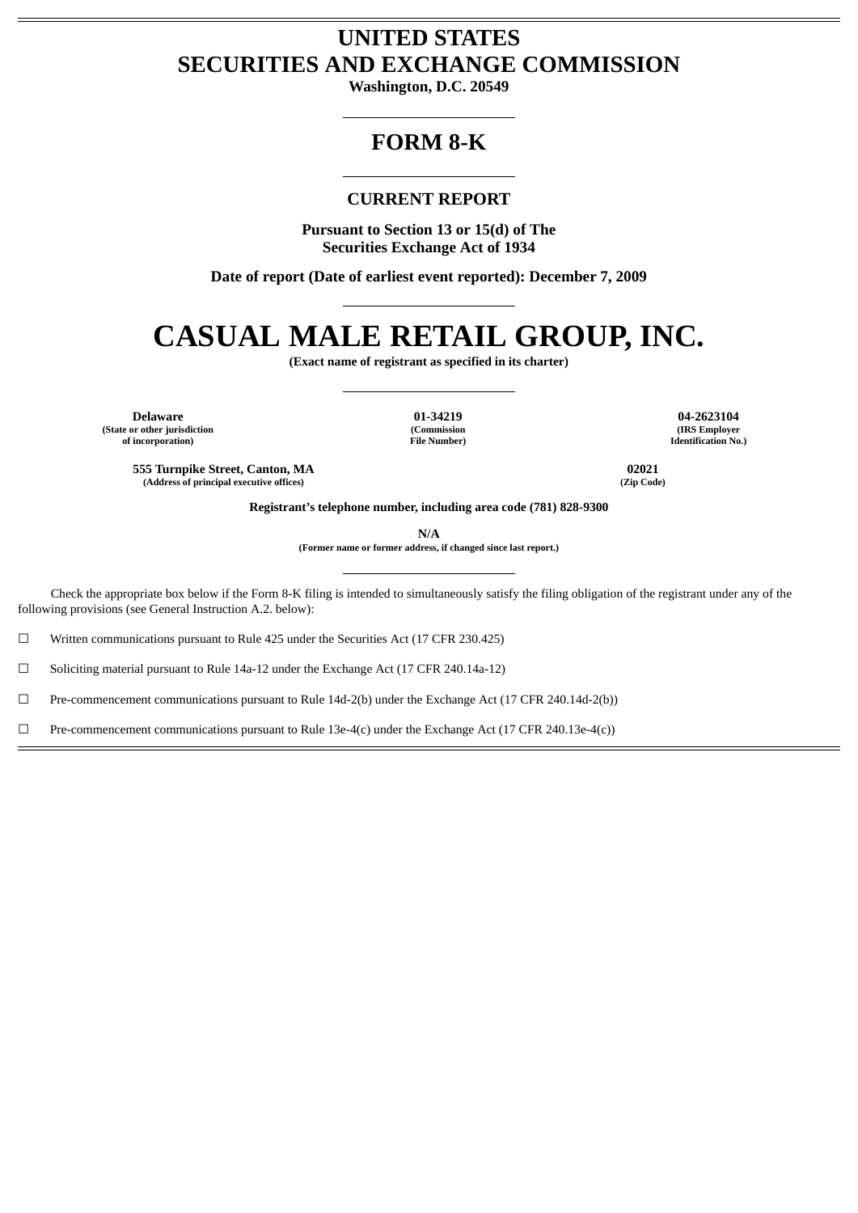# UNITED STATES
# SECURITIES AND EXCHANGE COMMISSION

**Washington, D.C. 20549**

---

## FORM 8-K

---

### CURRENT REPORT

**Pursuant to Section 13 or 15(d) of The Securities Exchange Act of 1934**

**Date of report (Date of earliest event reported): December 7, 2009**

---

# CASUAL MALE RETAIL GROUP, INC.

**(Exact name of registrant as specified in its charter)**

---

| **Delaware** | **01-34219** | **04-2623104** |
|---|---|---|
| **(State or other jurisdiction of incorporation)** | **(Commission File Number)** | **(IRS Employer Identification No.)** |

| **555 Turnpike Street, Canton, MA** | **02021** |
|---|---|
| **(Address of principal executive offices)** | **(Zip Code)** |

**Registrant's telephone number, including area code (781) 828-9300**

**N/A**

**(Former name or former address, if changed since last report.)**

---

Check the appropriate box below if the Form 8-K filing is intended to simultaneously satisfy the filing obligation of the registrant under any of the following provisions (see General Instruction A.2. below):

☐ Written communications pursuant to Rule 425 under the Securities Act (17 CFR 230.425)

☐ Soliciting material pursuant to Rule 14a-12 under the Exchange Act (17 CFR 240.14a-12)

☐ Pre-commencement communications pursuant to Rule 14d-2(b) under the Exchange Act (17 CFR 240.14d-2(b))

☐ Pre-commencement communications pursuant to Rule 13e-4(c) under the Exchange Act (17 CFR 240.13e-4(c))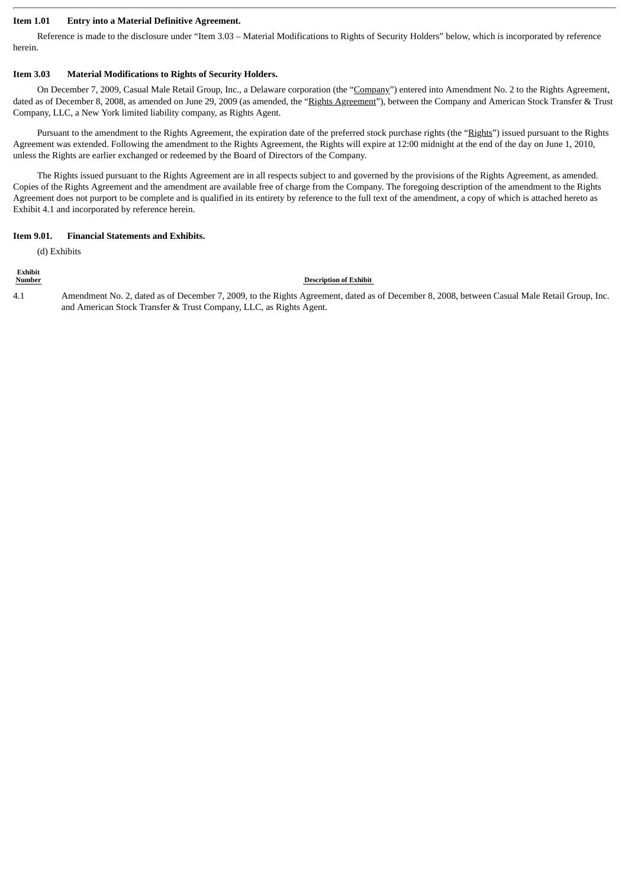## Item 1.01 Entry into a Material Definitive Agreement.

Reference is made to the disclosure under "Item 3.03 – Material Modifications to Rights of Security Holders" below, which is incorporated by reference herein.

## Item 3.03 Material Modifications to Rights of Security Holders.

On December 7, 2009, Casual Male Retail Group, Inc., a Delaware corporation (the "Company") entered into Amendment No. 2 to the Rights Agreement, dated as of December 8, 2008, as amended on June 29, 2009 (as amended, the "Rights Agreement"), between the Company and American Stock Transfer & Trust Company, LLC, a New York limited liability company, as Rights Agent.

Pursuant to the amendment to the Rights Agreement, the expiration date of the preferred stock purchase rights (the "Rights") issued pursuant to the Rights Agreement was extended. Following the amendment to the Rights Agreement, the Rights will expire at 12:00 midnight at the end of the day on June 1, 2010, unless the Rights are earlier exchanged or redeemed by the Board of Directors of the Company.

The Rights issued pursuant to the Rights Agreement are in all respects subject to and governed by the provisions of the Rights Agreement, as amended. Copies of the Rights Agreement and the amendment are available free of charge from the Company. The foregoing description of the amendment to the Rights Agreement does not purport to be complete and is qualified in its entirety by reference to the full text of the amendment, a copy of which is attached hereto as Exhibit 4.1 and incorporated by reference herein.

## Item 9.01. Financial Statements and Exhibits.

(d) Exhibits

| Exhibit Number | Description of Exhibit |
|---|---|
| 4.1 | Amendment No. 2, dated as of December 7, 2009, to the Rights Agreement, dated as of December 8, 2008, between Casual Male Retail Group, Inc. and American Stock Transfer & Trust Company, LLC, as Rights Agent. |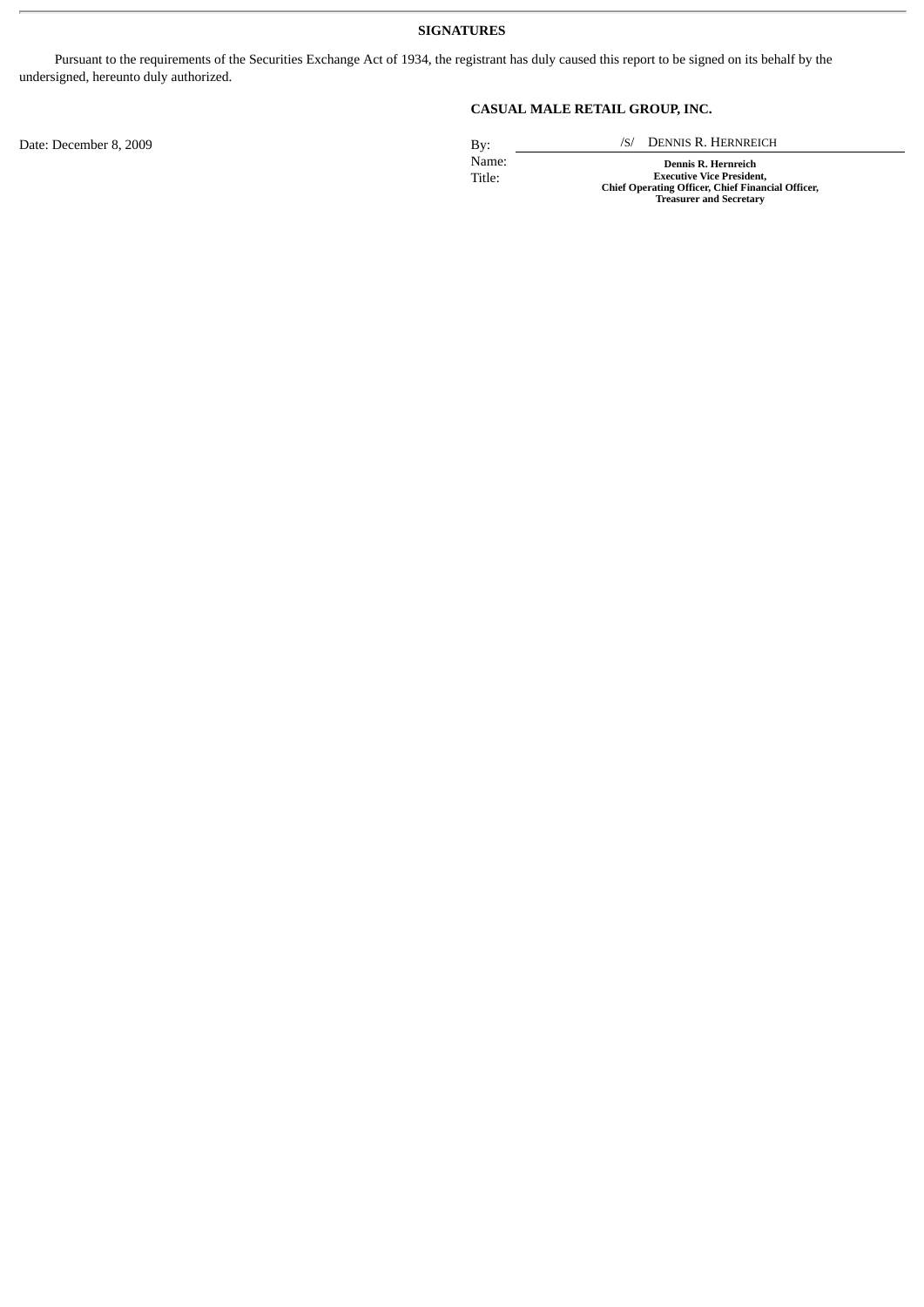**SIGNATURES**

Pursuant to the requirements of the Securities Exchange Act of 1934, the registrant has duly caused this report to be signed on its behalf by the undersigned, hereunto duly authorized.

**CASUAL MALE RETAIL GROUP, INC.**

Date: December 8, 2009

By: /S/ DENNIS R. HERNREICH

Name: **Dennis R. Hernreich**

Title: **Executive Vice President, Chief Operating Officer, Chief Financial Officer, Treasurer and Secretary**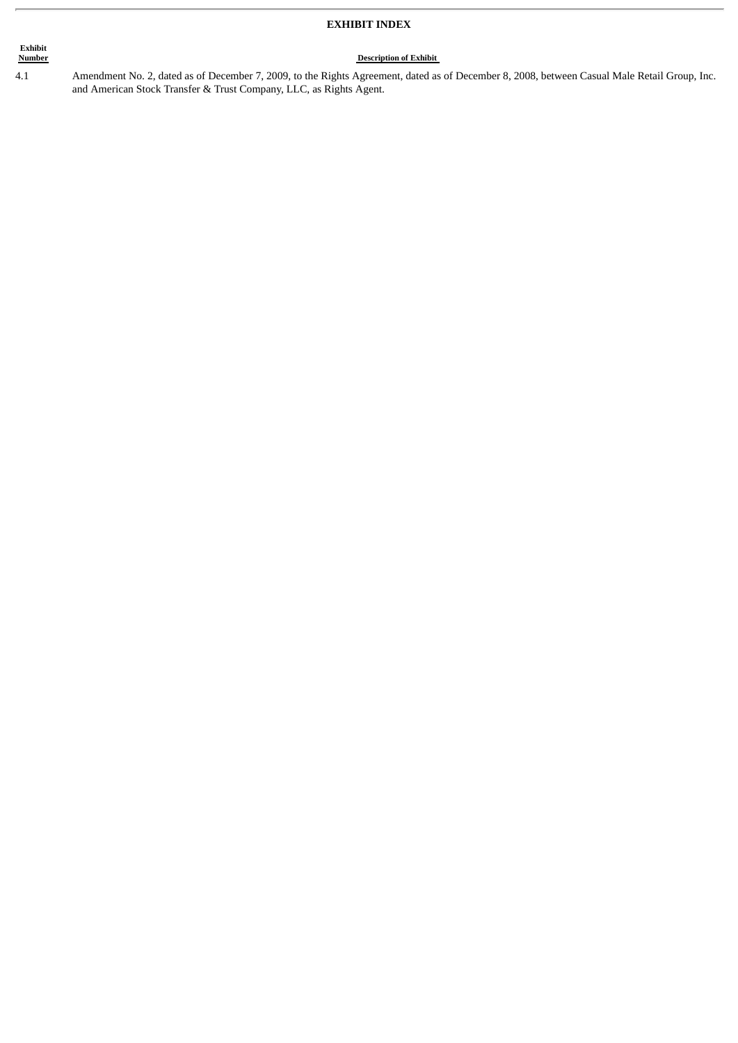# EXHIBIT INDEX

| Exhibit Number | Description of Exhibit |
|---|---|
| 4.1 | Amendment No. 2, dated as of December 7, 2009, to the Rights Agreement, dated as of December 8, 2008, between Casual Male Retail Group, Inc. and American Stock Transfer & Trust Company, LLC, as Rights Agent. |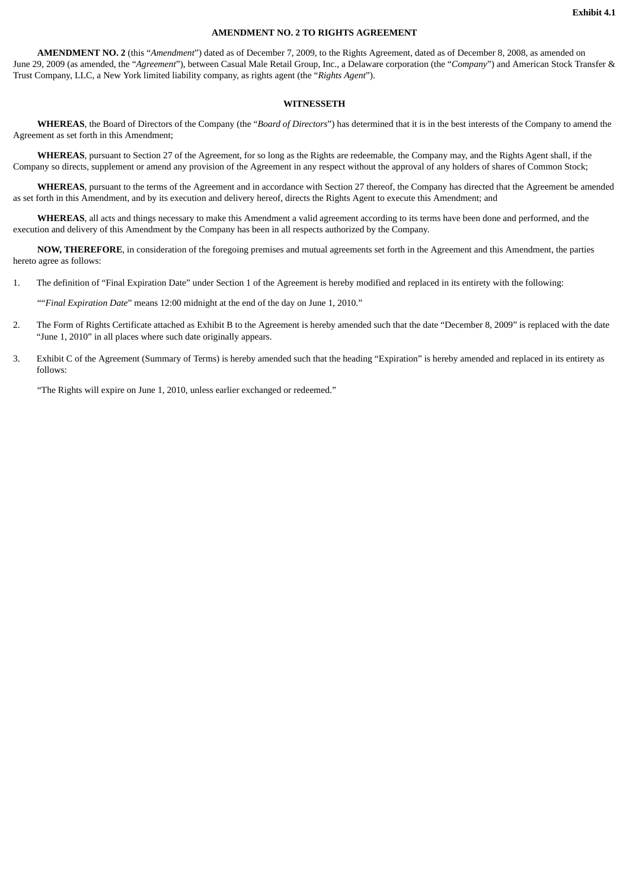**Exhibit 4.1**

# AMENDMENT NO. 2 TO RIGHTS AGREEMENT

**AMENDMENT NO. 2** (this "*Amendment*") dated as of December 7, 2009, to the Rights Agreement, dated as of December 8, 2008, as amended on June 29, 2009 (as amended, the "*Agreement*"), between Casual Male Retail Group, Inc., a Delaware corporation (the "*Company*") and American Stock Transfer & Trust Company, LLC, a New York limited liability company, as rights agent (the "*Rights Agent*").

## WITNESSETH

**WHEREAS**, the Board of Directors of the Company (the "*Board of Directors*") has determined that it is in the best interests of the Company to amend the Agreement as set forth in this Amendment;

**WHEREAS**, pursuant to Section 27 of the Agreement, for so long as the Rights are redeemable, the Company may, and the Rights Agent shall, if the Company so directs, supplement or amend any provision of the Agreement in any respect without the approval of any holders of shares of Common Stock;

**WHEREAS**, pursuant to the terms of the Agreement and in accordance with Section 27 thereof, the Company has directed that the Agreement be amended as set forth in this Amendment, and by its execution and delivery hereof, directs the Rights Agent to execute this Amendment; and

**WHEREAS**, all acts and things necessary to make this Amendment a valid agreement according to its terms have been done and performed, and the execution and delivery of this Amendment by the Company has been in all respects authorized by the Company.

**NOW, THEREFORE**, in consideration of the foregoing premises and mutual agreements set forth in the Agreement and this Amendment, the parties hereto agree as follows:

1. The definition of "Final Expiration Date" under Section 1 of the Agreement is hereby modified and replaced in its entirety with the following:

   ""*Final Expiration Date*" means 12:00 midnight at the end of the day on June 1, 2010."

2. The Form of Rights Certificate attached as Exhibit B to the Agreement is hereby amended such that the date "December 8, 2009" is replaced with the date "June 1, 2010" in all places where such date originally appears.

3. Exhibit C of the Agreement (Summary of Terms) is hereby amended such that the heading "Expiration" is hereby amended and replaced in its entirety as follows:

   "The Rights will expire on June 1, 2010, unless earlier exchanged or redeemed."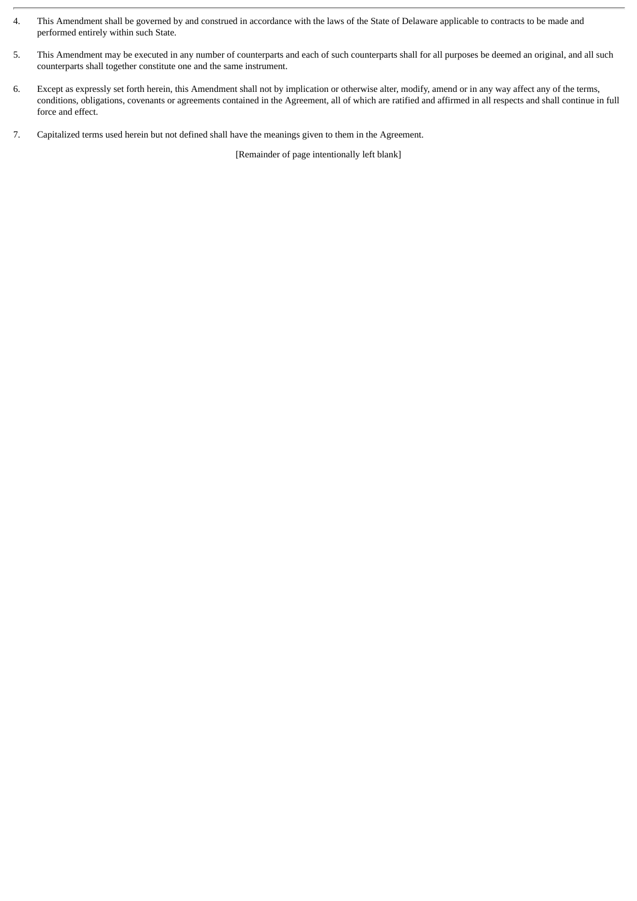4. This Amendment shall be governed by and construed in accordance with the laws of the State of Delaware applicable to contracts to be made and performed entirely within such State.

5. This Amendment may be executed in any number of counterparts and each of such counterparts shall for all purposes be deemed an original, and all such counterparts shall together constitute one and the same instrument.

6. Except as expressly set forth herein, this Amendment shall not by implication or otherwise alter, modify, amend or in any way affect any of the terms, conditions, obligations, covenants or agreements contained in the Agreement, all of which are ratified and affirmed in all respects and shall continue in full force and effect.

7. Capitalized terms used herein but not defined shall have the meanings given to them in the Agreement.

[Remainder of page intentionally left blank]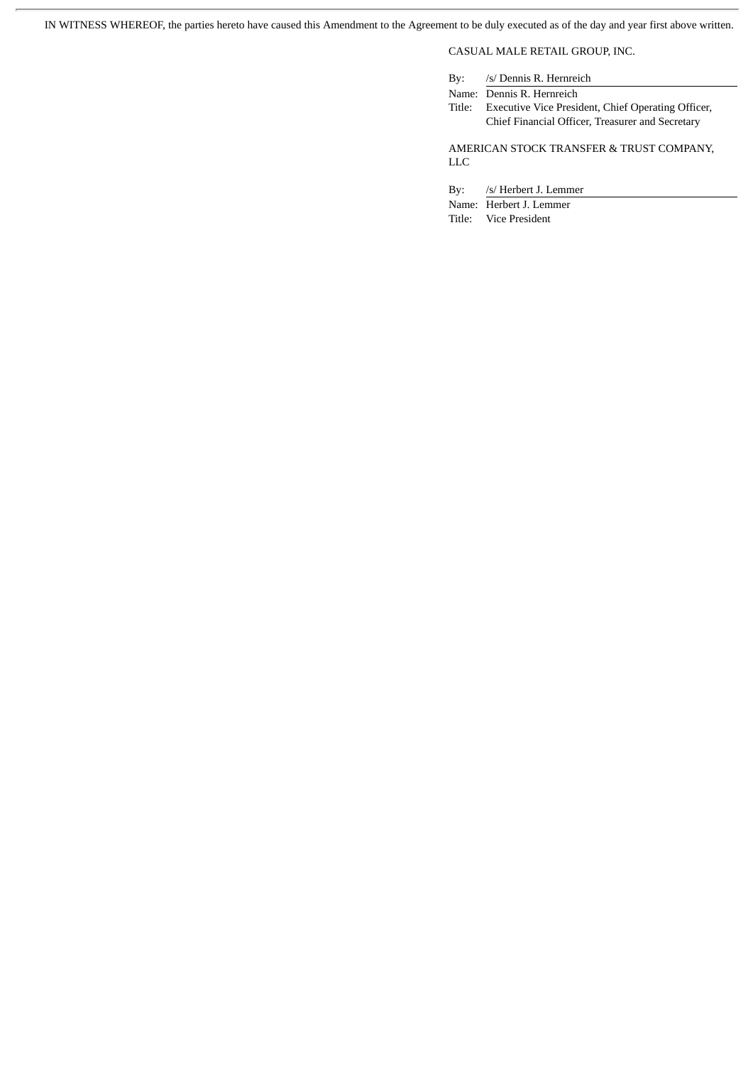IN WITNESS WHEREOF, the parties hereto have caused this Amendment to the Agreement to be duly executed as of the day and year first above written.

CASUAL MALE RETAIL GROUP, INC.

By: /s/ Dennis R. Hernreich
Name: Dennis R. Hernreich
Title: Executive Vice President, Chief Operating Officer, Chief Financial Officer, Treasurer and Secretary

AMERICAN STOCK TRANSFER & TRUST COMPANY, LLC

By: /s/ Herbert J. Lemmer
Name: Herbert J. Lemmer
Title: Vice President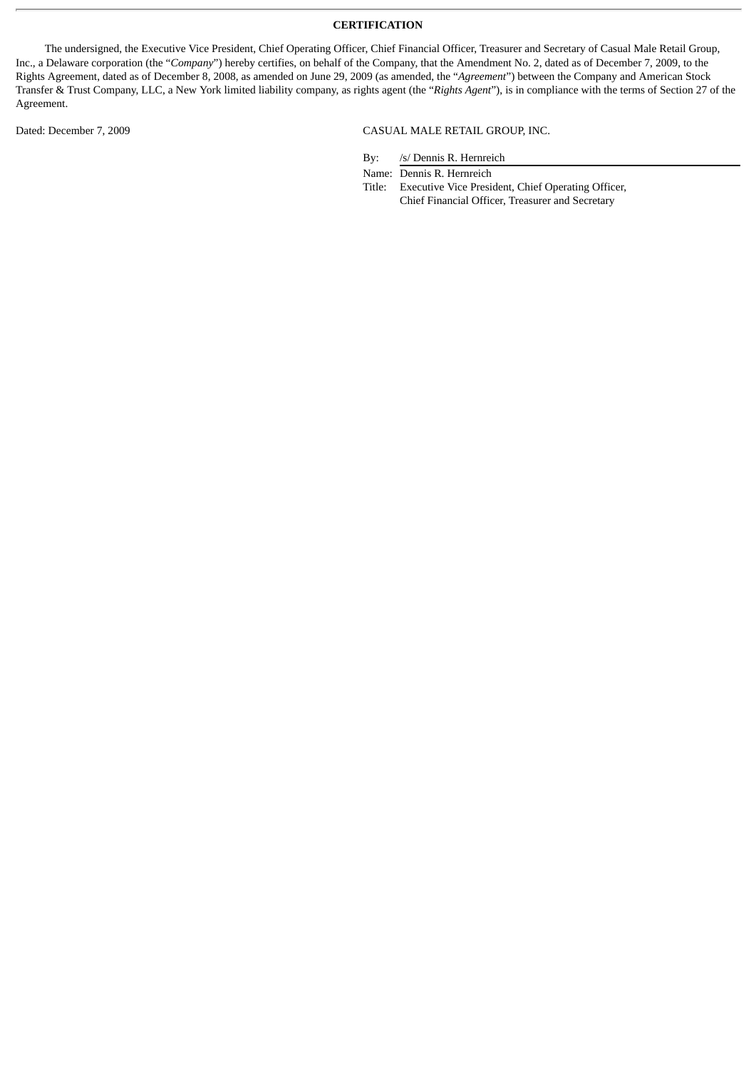**CERTIFICATION**

The undersigned, the Executive Vice President, Chief Operating Officer, Chief Financial Officer, Treasurer and Secretary of Casual Male Retail Group, Inc., a Delaware corporation (the "*Company*") hereby certifies, on behalf of the Company, that the Amendment No. 2, dated as of December 7, 2009, to the Rights Agreement, dated as of December 8, 2008, as amended on June 29, 2009 (as amended, the "*Agreement*") between the Company and American Stock Transfer & Trust Company, LLC, a New York limited liability company, as rights agent (the "*Rights Agent*"), is in compliance with the terms of Section 27 of the Agreement.

Dated: December 7, 2009

CASUAL MALE RETAIL GROUP, INC.

By: /s/ Dennis R. Hernreich

Name: Dennis R. Hernreich

Title: Executive Vice President, Chief Operating Officer, Chief Financial Officer, Treasurer and Secretary